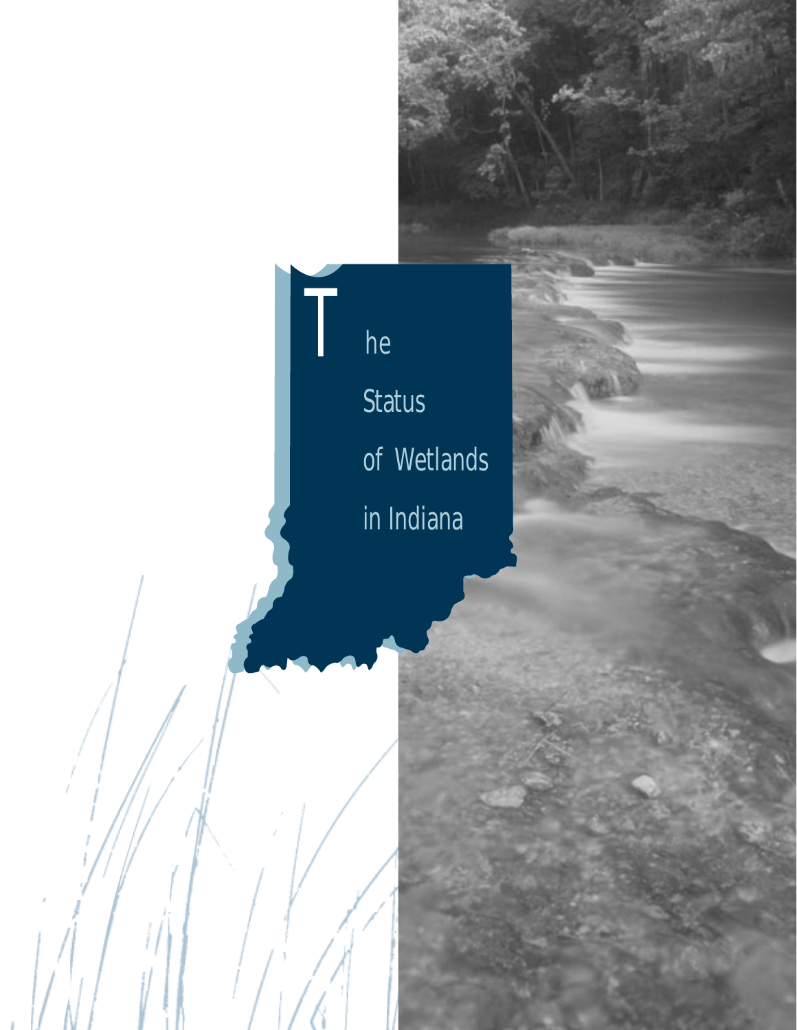# The Status of Wetlands in Indiana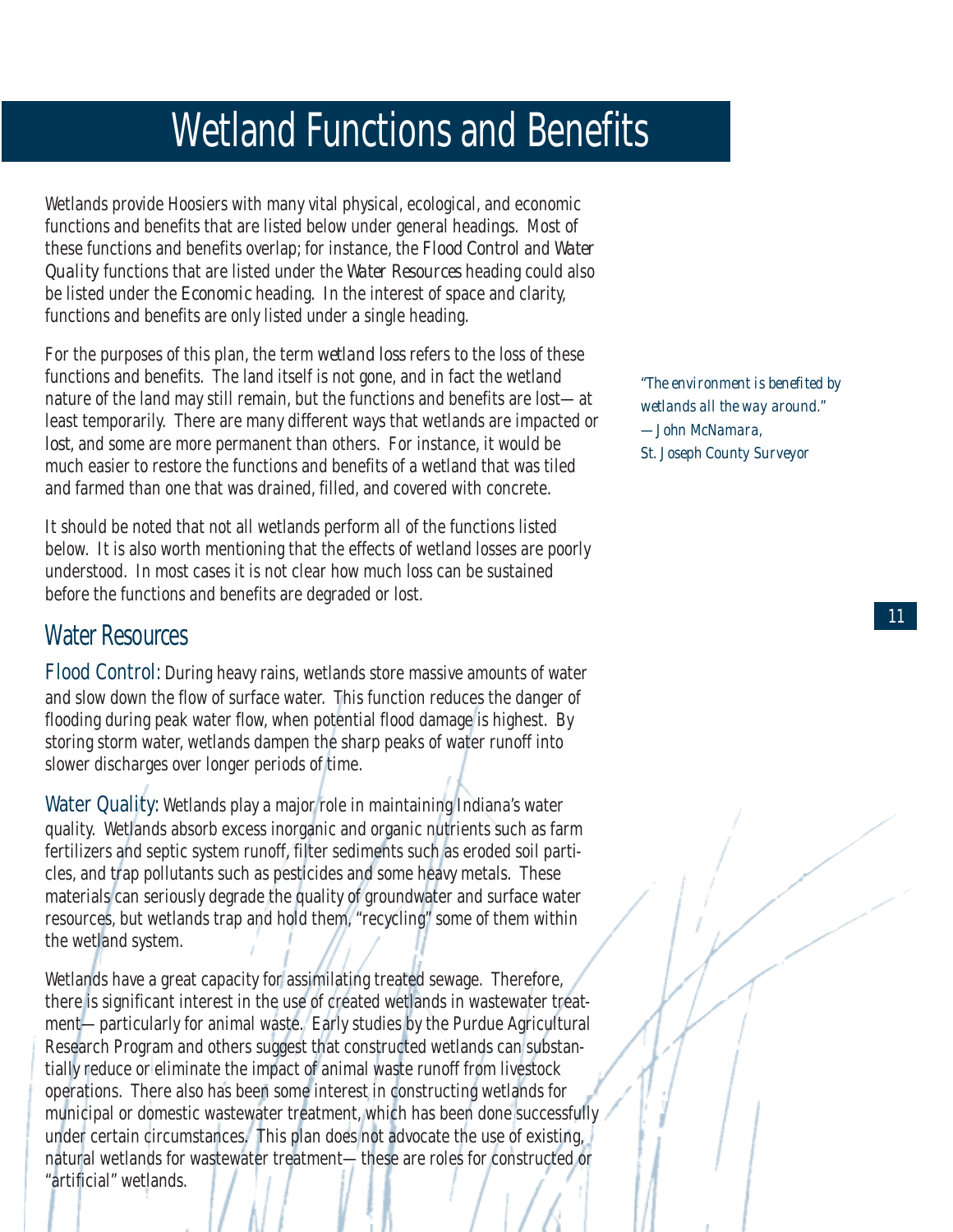# Wetland Functions and Benefits

Wetlands provide Hoosiers with many vital physical, ecological, and economic functions and benefits that are listed below under general headings. Most of these functions and benefits overlap; for instance, the *Flood Control* and *Water Quality* functions that are listed under the *Water Resources* heading could also be listed under the *Economic* heading. In the interest of space and clarity, functions and benefits are only listed under a single heading.

For the purposes of this plan, the term *wetland loss* refers to the loss of these functions and benefits. The land itself is not gone, and in fact the wetland nature of the land may still remain, but the functions and benefits are lost—at least temporarily. There are many different ways that wetlands are impacted or lost, and some are more permanent than others. For instance, it would be much easier to restore the functions and benefits of a wetland that was tiled and farmed than one that was drained, filled, and covered with concrete.

*"The environment is benefited by wetlands all the way around."*
*—John McNamara,*
*St. Joseph County Surveyor*

It should be noted that not all wetlands perform all of the functions listed below. It is also worth mentioning that the effects of wetland losses are poorly understood. In most cases it is not clear how much loss can be sustained before the functions and benefits are degraded or lost.

## Water Resources

**Flood Control:** During heavy rains, wetlands store massive amounts of water and slow down the flow of surface water. This function reduces the danger of flooding during peak water flow, when potential flood damage is highest. By storing storm water, wetlands dampen the sharp peaks of water runoff into slower discharges over longer periods of time.

**Water Quality:** Wetlands play a major role in maintaining Indiana's water quality. Wetlands absorb excess inorganic and organic nutrients such as farm fertilizers and septic system runoff, filter sediments such as eroded soil particles, and trap pollutants such as pesticides and some heavy metals. These materials can seriously degrade the quality of groundwater and surface water resources, but wetlands trap and hold them, "recycling" some of them within the wetland system.

Wetlands have a great capacity for assimilating treated sewage. Therefore, there is significant interest in the use of created wetlands in wastewater treatment—particularly for animal waste. Early studies by the Purdue Agricultural Research Program and others suggest that constructed wetlands can substantially reduce or eliminate the impact of animal waste runoff from livestock operations. There also has been some interest in constructing wetlands for municipal or domestic wastewater treatment, which has been done successfully under certain circumstances. This plan does not advocate the use of existing, natural wetlands for wastewater treatment—these are roles for constructed or "artificial" wetlands.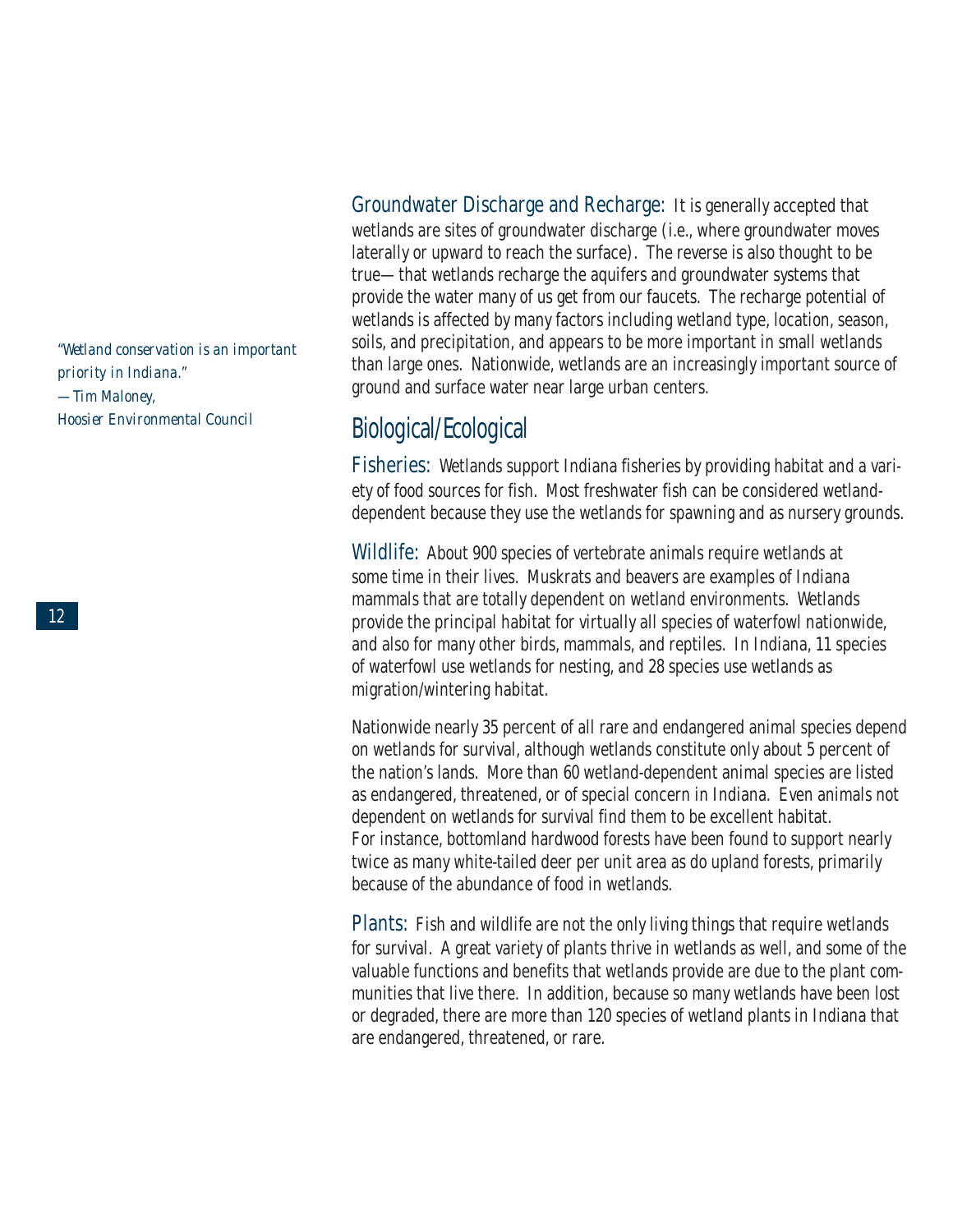*"Wetland conservation is an important priority in Indiana."*
*—Tim Maloney,*
*Hoosier Environmental Council*

**Groundwater Discharge and Recharge:** It is generally accepted that wetlands are sites of groundwater discharge (i.e., where groundwater moves laterally or upward to reach the surface). The reverse is also thought to be true—that wetlands recharge the aquifers and groundwater systems that provide the water many of us get from our faucets. The recharge potential of wetlands is affected by many factors including wetland type, location, season, soils, and precipitation, and appears to be more important in small wetlands than large ones. Nationwide, wetlands are an increasingly important source of ground and surface water near large urban centers.

## Biological/Ecological

**Fisheries:** Wetlands support Indiana fisheries by providing habitat and a variety of food sources for fish. Most freshwater fish can be considered wetland-dependent because they use the wetlands for spawning and as nursery grounds.

**Wildlife:** About 900 species of vertebrate animals require wetlands at some time in their lives. Muskrats and beavers are examples of Indiana mammals that are totally dependent on wetland environments. Wetlands provide the principal habitat for virtually all species of waterfowl nationwide, and also for many other birds, mammals, and reptiles. In Indiana, 11 species of waterfowl use wetlands for nesting, and 28 species use wetlands as migration/wintering habitat.

Nationwide nearly 35 percent of all rare and endangered animal species depend on wetlands for survival, although wetlands constitute only about 5 percent of the nation's lands. More than 60 wetland-dependent animal species are listed as endangered, threatened, or of special concern in Indiana. Even animals not dependent on wetlands for survival find them to be excellent habitat. For instance, bottomland hardwood forests have been found to support nearly twice as many white-tailed deer per unit area as do upland forests, primarily because of the abundance of food in wetlands.

**Plants:** Fish and wildlife are not the only living things that require wetlands for survival. A great variety of plants thrive in wetlands as well, and some of the valuable functions and benefits that wetlands provide are due to the plant communities that live there. In addition, because so many wetlands have been lost or degraded, there are more than 120 species of wetland plants in Indiana that are endangered, threatened, or rare.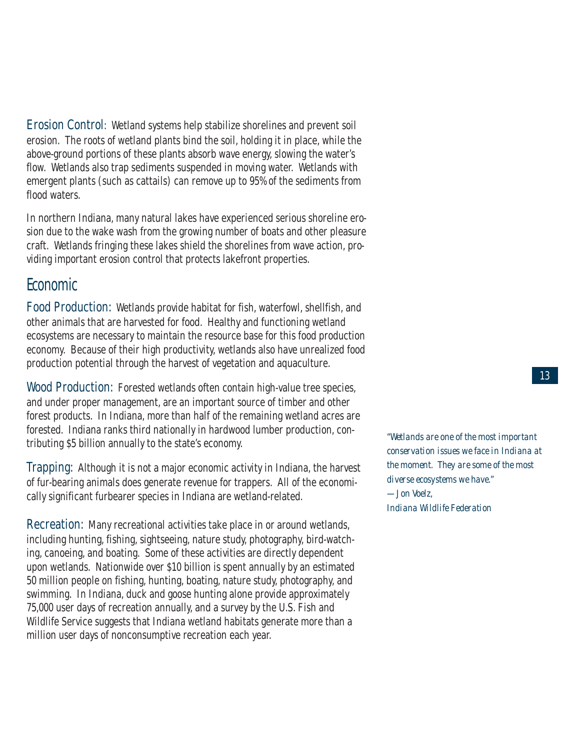**Erosion Control:** Wetland systems help stabilize shorelines and prevent soil erosion. The roots of wetland plants bind the soil, holding it in place, while the above-ground portions of these plants absorb wave energy, slowing the water's flow. Wetlands also trap sediments suspended in moving water. Wetlands with emergent plants (such as cattails) can remove up to 95% of the sediments from flood waters.

In northern Indiana, many natural lakes have experienced serious shoreline erosion due to the wake wash from the growing number of boats and other pleasure craft. Wetlands fringing these lakes shield the shorelines from wave action, providing important erosion control that protects lakefront properties.

## Economic

**Food Production:** Wetlands provide habitat for fish, waterfowl, shellfish, and other animals that are harvested for food. Healthy and functioning wetland ecosystems are necessary to maintain the resource base for this food production economy. Because of their high productivity, wetlands also have unrealized food production potential through the harvest of vegetation and aquaculture.

**Wood Production:** Forested wetlands often contain high-value tree species, and under proper management, are an important source of timber and other forest products. In Indiana, more than half of the remaining wetland acres are forested. Indiana ranks third nationally in hardwood lumber production, contributing $5 billion annually to the state's economy.

**Trapping:** Although it is not a major economic activity in Indiana, the harvest of fur-bearing animals does generate revenue for trappers. All of the economically significant furbearer species in Indiana are wetland-related.

**Recreation:** Many recreational activities take place in or around wetlands, including hunting, fishing, sightseeing, nature study, photography, bird-watching, canoeing, and boating. Some of these activities are directly dependent upon wetlands. Nationwide over $10 billion is spent annually by an estimated 50 million people on fishing, hunting, boating, nature study, photography, and swimming. In Indiana, duck and goose hunting alone provide approximately 75,000 user days of recreation annually, and a survey by the U.S. Fish and Wildlife Service suggests that Indiana wetland habitats generate more than a million user days of nonconsumptive recreation each year.

*"Wetlands are one of the most important conservation issues we face in Indiana at the moment. They are some of the most diverse ecosystems we have."*
*—Jon Voelz,*
*Indiana Wildlife Federation*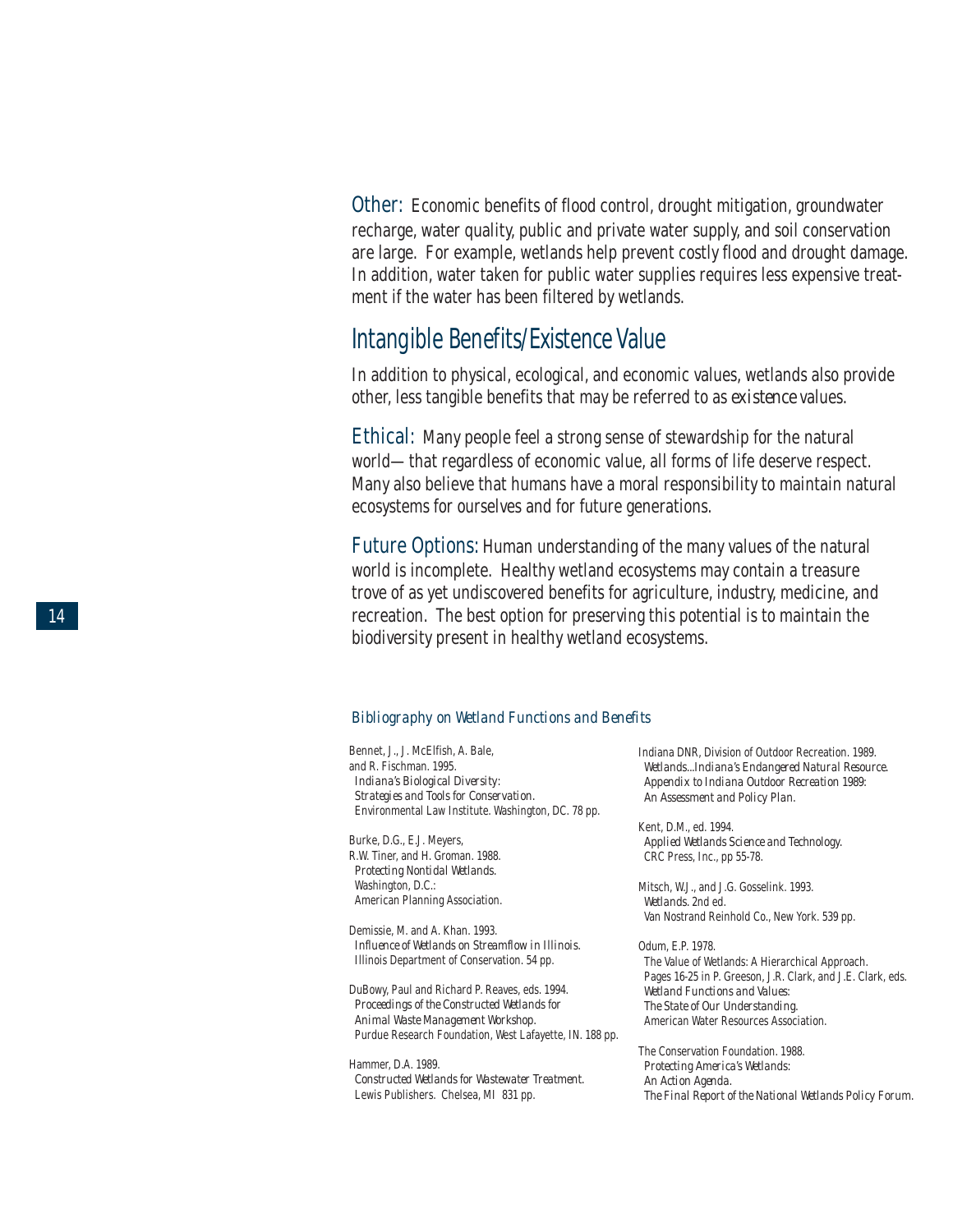**Other:** Economic benefits of flood control, drought mitigation, groundwater recharge, water quality, public and private water supply, and soil conservation are large. For example, wetlands help prevent costly flood and drought damage. In addition, water taken for public water supplies requires less expensive treatment if the water has been filtered by wetlands.

## Intangible Benefits/Existence Value

In addition to physical, ecological, and economic values, wetlands also provide other, less tangible benefits that may be referred to as *existence* values.

**Ethical:** Many people feel a strong sense of stewardship for the natural world—that regardless of economic value, all forms of life deserve respect. Many also believe that humans have a moral responsibility to maintain natural ecosystems for ourselves and for future generations.

**Future Options:** Human understanding of the many values of the natural world is incomplete. Healthy wetland ecosystems may contain a treasure trove of as yet undiscovered benefits for agriculture, industry, medicine, and recreation. The best option for preserving this potential is to maintain the biodiversity present in healthy wetland ecosystems.

### *Bibliography on Wetland Functions and Benefits*

Bennet, J., J. McElfish, A. Bale, and R. Fischman. 1995. *Indiana's Biological Diversity: Strategies and Tools for Conservation.* Environmental Law Institute. Washington, DC. 78 pp.

Burke, D.G., E.J. Meyers, R.W. Tiner, and H. Groman. 1988. *Protecting Nontidal Wetlands.* Washington, D.C.: American Planning Association.

Demissie, M. and A. Khan. 1993. *Influence of Wetlands on Streamflow in Illinois.* Illinois Department of Conservation. 54 pp.

DuBowy, Paul and Richard P. Reaves, eds. 1994. *Proceedings of the Constructed Wetlands for Animal Waste Management Workshop.* Purdue Research Foundation, West Lafayette, IN. 188 pp.

Hammer, D.A. 1989. *Constructed Wetlands for Wastewater Treatment.* Lewis Publishers. Chelsea, MI 831 pp.

Indiana DNR, Division of Outdoor Recreation. 1989. *Wetlands...Indiana's Endangered Natural Resource. Appendix to Indiana Outdoor Recreation 1989: An Assessment and Policy Plan.*

Kent, D.M., ed. 1994. *Applied Wetlands Science and Technology.* CRC Press, Inc., pp 55-78.

Mitsch, W.J., and J.G. Gosselink. 1993. *Wetlands.* 2nd ed. Van Nostrand Reinhold Co., New York. 539 pp.

Odum, E.P. 1978. The Value of Wetlands: A Hierarchical Approach. Pages 16-25 in P. Greeson, J.R. Clark, and J.E. Clark, eds. *Wetland Functions and Values: The State of Our Understanding.* American Water Resources Association.

The Conservation Foundation. 1988. *Protecting America's Wetlands: An Action Agenda. The Final Report of the National Wetlands Policy Forum.*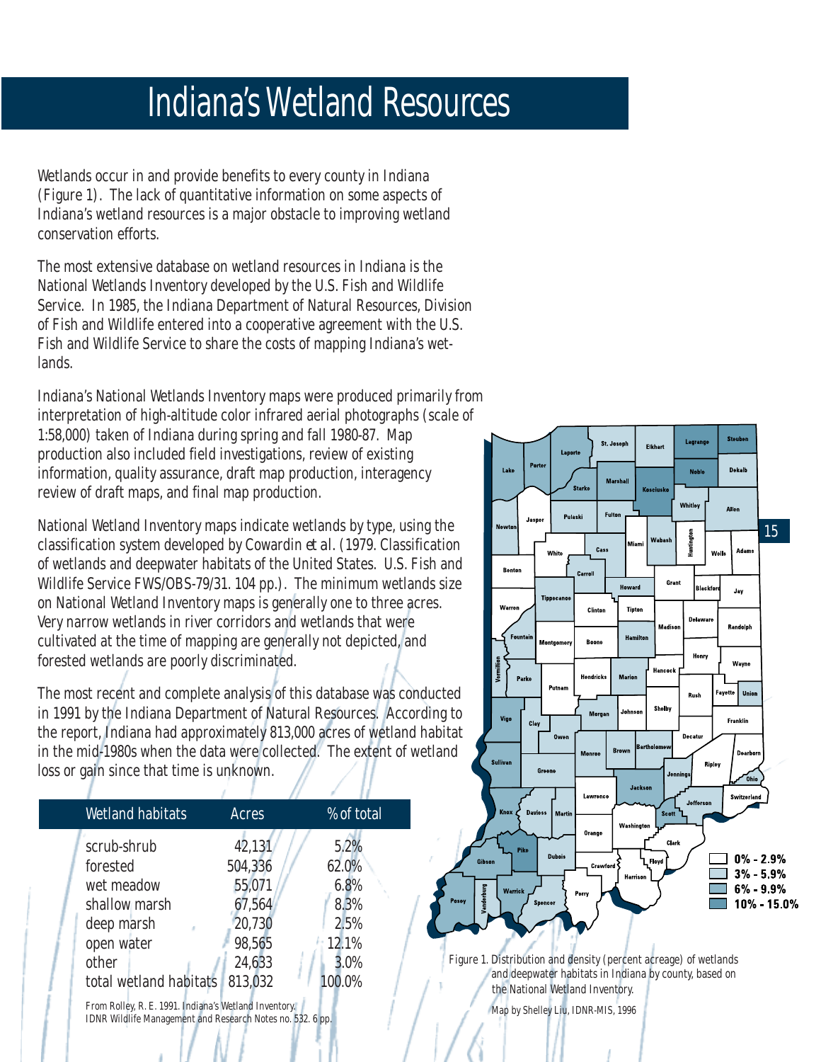# Indiana's Wetland Resources

Wetlands occur in and provide benefits to every county in Indiana (Figure 1). The lack of quantitative information on some aspects of Indiana's wetland resources is a major obstacle to improving wetland conservation efforts.

The most extensive database on wetland resources in Indiana is the National Wetlands Inventory developed by the U.S. Fish and Wildlife Service. In 1985, the Indiana Department of Natural Resources, Division of Fish and Wildlife entered into a cooperative agreement with the U.S. Fish and Wildlife Service to share the costs of mapping Indiana's wetlands.

Indiana's National Wetlands Inventory maps were produced primarily from interpretation of high-altitude color infrared aerial photographs (scale of 1:58,000) taken of Indiana during spring and fall 1980-87. Map production also included field investigations, review of existing information, quality assurance, draft map production, interagency review of draft maps, and final map production.

National Wetland Inventory maps indicate wetlands by type, using the classification system developed by Cowardin *et al.* (1979. Classification of wetlands and deepwater habitats of the United States. U.S. Fish and Wildlife Service FWS/OBS-79/31. 104 pp.). The minimum wetlands size on National Wetland Inventory maps is generally one to three acres. Very narrow wetlands in river corridors and wetlands that were cultivated at the time of mapping are generally not depicted, and forested wetlands are poorly discriminated.

The most recent and complete analysis of this database was conducted in 1991 by the Indiana Department of Natural Resources. According to the report, Indiana had approximately 813,000 acres of wetland habitat in the mid-1980s when the data were collected. The extent of wetland loss or gain since that time is unknown.

| Wetland habitats | Acres | % of total |
|---|---|---|
| scrub-shrub | 42,131 | 5.2% |
| forested | 504,336 | 62.0% |
| wet meadow | 55,071 | 6.8% |
| shallow marsh | 67,564 | 8.3% |
| deep marsh | 20,730 | 2.5% |
| open water | 98,565 | 12.1% |
| other | 24,633 | 3.0% |
| total wetland habitats | 813,032 | 100.0% |

From Rolley, R. E. 1991. Indiana's Wetland Inventory. IDNR Wildlife Management and Research Notes no. 532. 6 pp.

Legend: 0% - 2.9%; 3% - 5.9%; 6% - 9.9%; 10% - 15.0%

Figure 1. Distribution and density (percent acreage) of wetlands and deepwater habitats in Indiana by county, based on the National Wetland Inventory.

Map by Shelley Liu, IDNR-MIS, 1996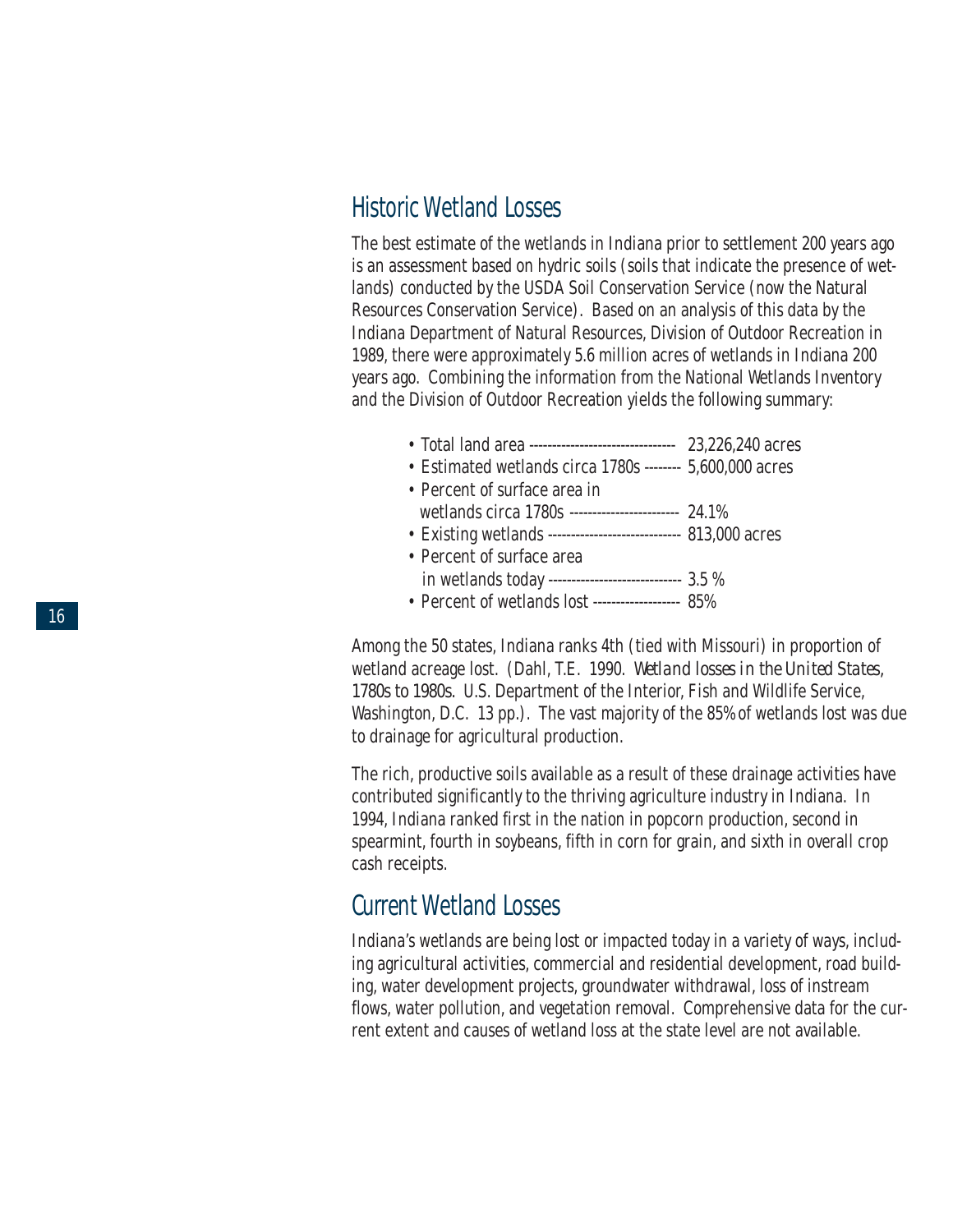## Historic Wetland Losses

The best estimate of the wetlands in Indiana prior to settlement 200 years ago is an assessment based on hydric soils (soils that indicate the presence of wetlands) conducted by the USDA Soil Conservation Service (now the Natural Resources Conservation Service). Based on an analysis of this data by the Indiana Department of Natural Resources, Division of Outdoor Recreation in 1989, there were approximately 5.6 million acres of wetlands in Indiana 200 years ago. Combining the information from the National Wetlands Inventory and the Division of Outdoor Recreation yields the following summary:

- Total land area -------------------------------- 23,226,240 acres
- Estimated wetlands circa 1780s -------- 5,600,000 acres
- Percent of surface area in wetlands circa 1780s ------------------------ 24.1%
- Existing wetlands ----------------------------- 813,000 acres
- Percent of surface area in wetlands today ----------------------------- 3.5 %
- Percent of wetlands lost ------------------- 85%

Among the 50 states, Indiana ranks 4th (tied with Missouri) in proportion of wetland acreage lost. (Dahl, T.E. 1990. *Wetland losses in the United States, 1780s to 1980s*. U.S. Department of the Interior, Fish and Wildlife Service, Washington, D.C. 13 pp.). The vast majority of the 85% of wetlands lost was due to drainage for agricultural production.

The rich, productive soils available as a result of these drainage activities have contributed significantly to the thriving agriculture industry in Indiana. In 1994, Indiana ranked first in the nation in popcorn production, second in spearmint, fourth in soybeans, fifth in corn for grain, and sixth in overall crop cash receipts.

## Current Wetland Losses

Indiana's wetlands are being lost or impacted today in a variety of ways, including agricultural activities, commercial and residential development, road building, water development projects, groundwater withdrawal, loss of instream flows, water pollution, and vegetation removal. Comprehensive data for the current extent and causes of wetland loss at the state level are not available.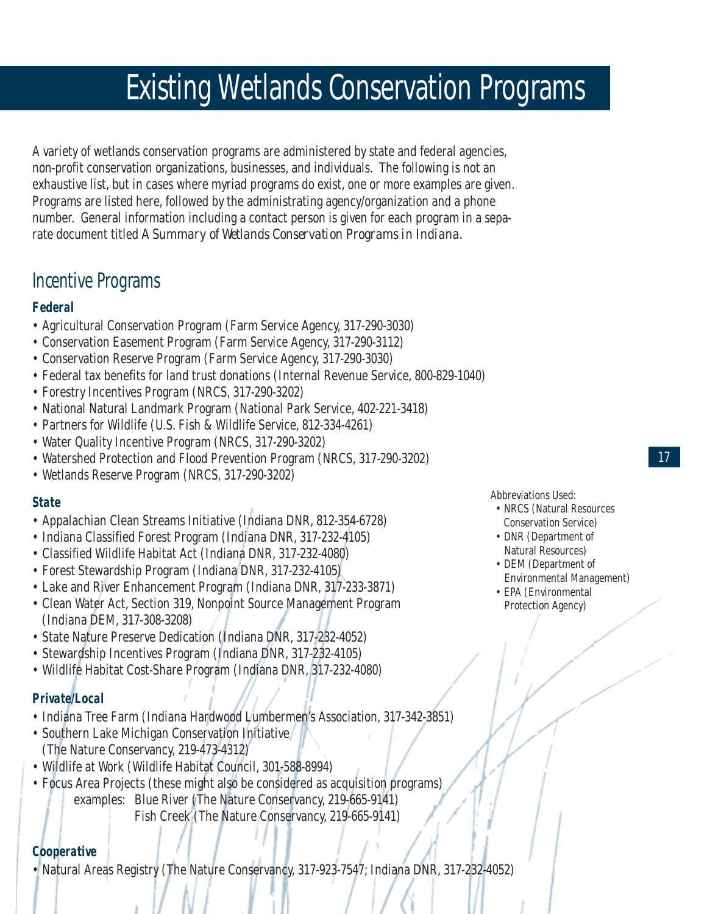# Existing Wetlands Conservation Programs

A variety of wetlands conservation programs are administered by state and federal agencies, non-profit conservation organizations, businesses, and individuals. The following is not an exhaustive list, but in cases where myriad programs do exist, one or more examples are given. Programs are listed here, followed by the administrating agency/organization and a phone number. General information including a contact person is given for each program in a separate document titled *A Summary of Wetlands Conservation Programs in Indiana*.

## Incentive Programs

### Federal

- Agricultural Conservation Program (Farm Service Agency, 317-290-3030)
- Conservation Easement Program (Farm Service Agency, 317-290-3112)
- Conservation Reserve Program (Farm Service Agency, 317-290-3030)
- Federal tax benefits for land trust donations (Internal Revenue Service, 800-829-1040)
- Forestry Incentives Program (NRCS, 317-290-3202)
- National Natural Landmark Program (National Park Service, 402-221-3418)
- Partners for Wildlife (U.S. Fish & Wildlife Service, 812-334-4261)
- Water Quality Incentive Program (NRCS, 317-290-3202)
- Watershed Protection and Flood Prevention Program (NRCS, 317-290-3202)
- Wetlands Reserve Program (NRCS, 317-290-3202)

### State

- Appalachian Clean Streams Initiative (Indiana DNR, 812-354-6728)
- Indiana Classified Forest Program (Indiana DNR, 317-232-4105)
- Classified Wildlife Habitat Act (Indiana DNR, 317-232-4080)
- Forest Stewardship Program (Indiana DNR, 317-232-4105)
- Lake and River Enhancement Program (Indiana DNR, 317-233-3871)
- Clean Water Act, Section 319, Nonpoint Source Management Program (Indiana DEM, 317-308-3208)
- State Nature Preserve Dedication (Indiana DNR, 317-232-4052)
- Stewardship Incentives Program (Indiana DNR, 317-232-4105)
- Wildlife Habitat Cost-Share Program (Indiana DNR, 317-232-4080)

### Private/Local

- Indiana Tree Farm (Indiana Hardwood Lumbermen's Association, 317-342-3851)
- Southern Lake Michigan Conservation Initiative (The Nature Conservancy, 219-473-4312)
- Wildlife at Work (Wildlife Habitat Council, 301-588-8994)
- Focus Area Projects (these might also be considered as acquisition programs)
  examples: Blue River (The Nature Conservancy, 219-665-9141)
  Fish Creek (The Nature Conservancy, 219-665-9141)

### Cooperative

- Natural Areas Registry (The Nature Conservancy, 317-923-7547; Indiana DNR, 317-232-4052)

Abbreviations Used:

- NRCS (Natural Resources Conservation Service)
- DNR (Department of Natural Resources)
- DEM (Department of Environmental Management)
- EPA (Environmental Protection Agency)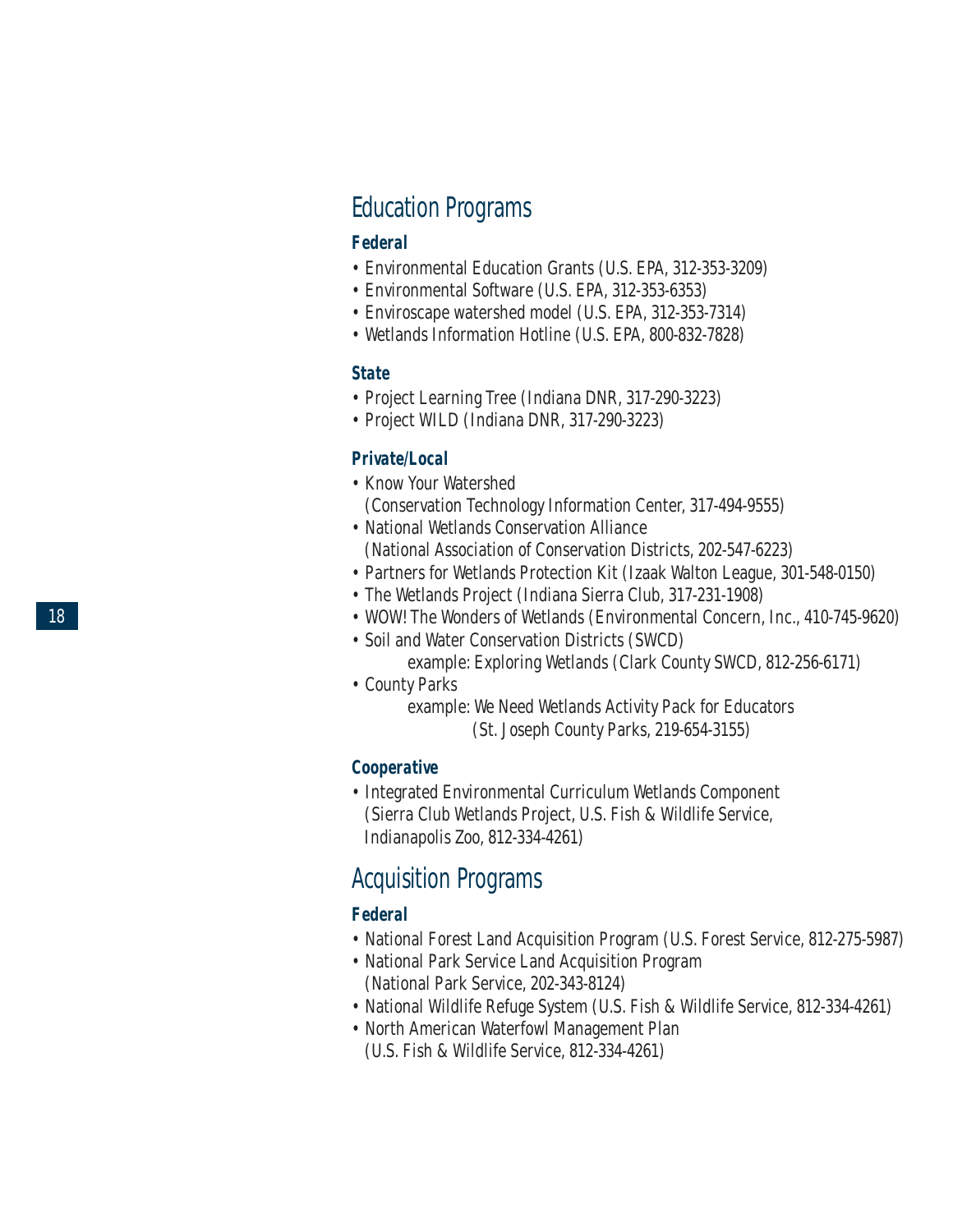## Education Programs

### *Federal*

- Environmental Education Grants (U.S. EPA, 312-353-3209)
- Environmental Software (U.S. EPA, 312-353-6353)
- Enviroscape watershed model (U.S. EPA, 312-353-7314)
- Wetlands Information Hotline (U.S. EPA, 800-832-7828)

### *State*

- Project Learning Tree (Indiana DNR, 317-290-3223)
- Project WILD (Indiana DNR, 317-290-3223)

### *Private/Local*

- Know Your Watershed
  (Conservation Technology Information Center, 317-494-9555)
- National Wetlands Conservation Alliance
  (National Association of Conservation Districts, 202-547-6223)
- Partners for Wetlands Protection Kit (Izaak Walton League, 301-548-0150)
- The Wetlands Project (Indiana Sierra Club, 317-231-1908)
- WOW! The Wonders of Wetlands (Environmental Concern, Inc., 410-745-9620)
- Soil and Water Conservation Districts (SWCD)
  example: Exploring Wetlands (Clark County SWCD, 812-256-6171)
- County Parks
  example: We Need Wetlands Activity Pack for Educators
  (St. Joseph County Parks, 219-654-3155)

### *Cooperative*

- Integrated Environmental Curriculum Wetlands Component
  (Sierra Club Wetlands Project, U.S. Fish & Wildlife Service,
  Indianapolis Zoo, 812-334-4261)

## Acquisition Programs

### *Federal*

- National Forest Land Acquisition Program (U.S. Forest Service, 812-275-5987)
- National Park Service Land Acquisition Program
  (National Park Service, 202-343-8124)
- National Wildlife Refuge System (U.S. Fish & Wildlife Service, 812-334-4261)
- North American Waterfowl Management Plan
  (U.S. Fish & Wildlife Service, 812-334-4261)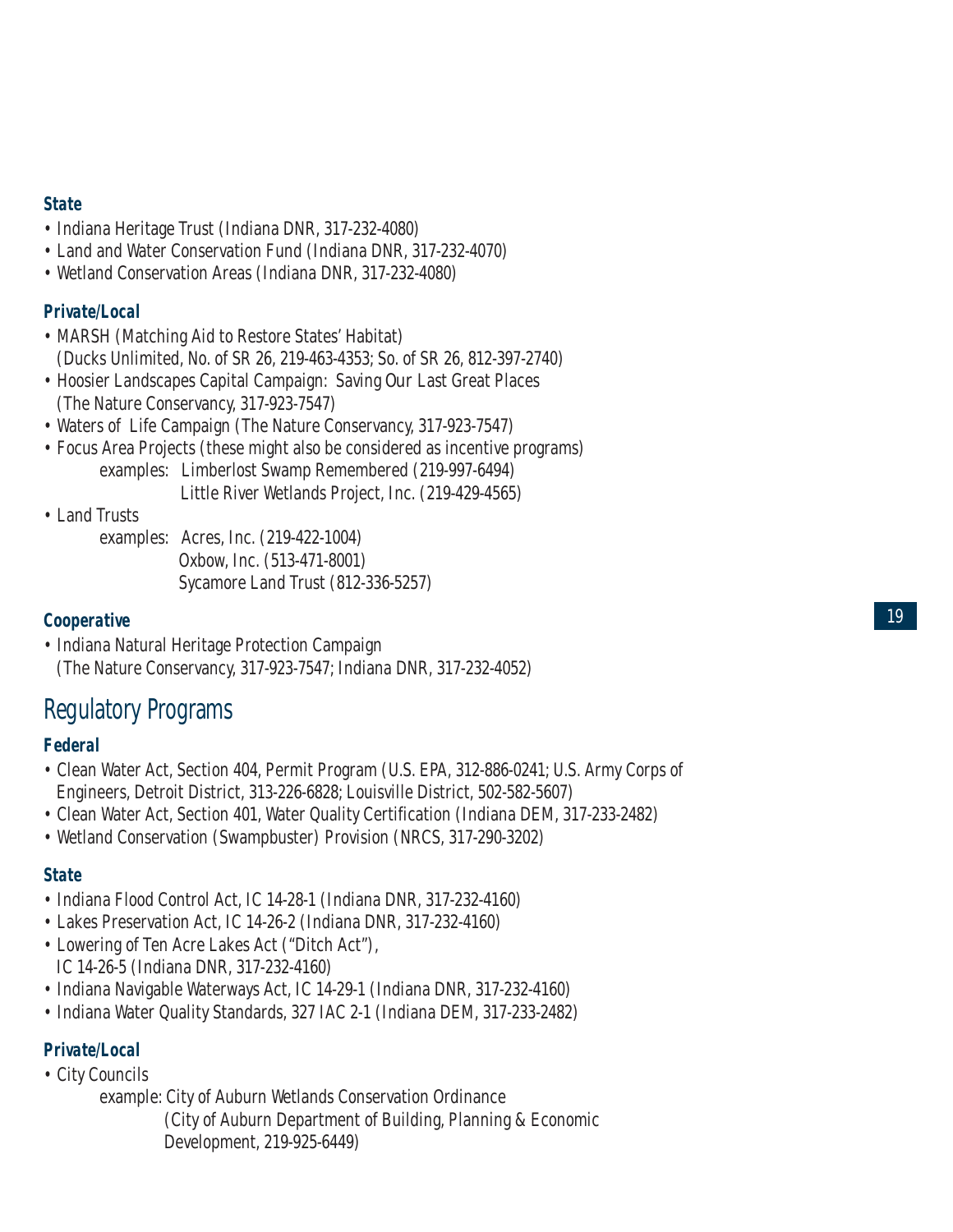### State

- Indiana Heritage Trust (Indiana DNR, 317-232-4080)
- Land and Water Conservation Fund (Indiana DNR, 317-232-4070)
- Wetland Conservation Areas (Indiana DNR, 317-232-4080)

### Private/Local

- MARSH (Matching Aid to Restore States' Habitat) (Ducks Unlimited, No. of SR 26, 219-463-4353; So. of SR 26, 812-397-2740)
- Hoosier Landscapes Capital Campaign: Saving Our Last Great Places (The Nature Conservancy, 317-923-7547)
- Waters of Life Campaign (The Nature Conservancy, 317-923-7547)
- Focus Area Projects (these might also be considered as incentive programs)
  - examples: Limberlost Swamp Remembered (219-997-6494)
  - Little River Wetlands Project, Inc. (219-429-4565)
- Land Trusts
  - examples: Acres, Inc. (219-422-1004)
  - Oxbow, Inc. (513-471-8001)
  - Sycamore Land Trust (812-336-5257)

### Cooperative

- Indiana Natural Heritage Protection Campaign (The Nature Conservancy, 317-923-7547; Indiana DNR, 317-232-4052)

## Regulatory Programs

### Federal

- Clean Water Act, Section 404, Permit Program (U.S. EPA, 312-886-0241; U.S. Army Corps of Engineers, Detroit District, 313-226-6828; Louisville District, 502-582-5607)
- Clean Water Act, Section 401, Water Quality Certification (Indiana DEM, 317-233-2482)
- Wetland Conservation (Swampbuster) Provision (NRCS, 317-290-3202)

### State

- Indiana Flood Control Act, IC 14-28-1 (Indiana DNR, 317-232-4160)
- Lakes Preservation Act, IC 14-26-2 (Indiana DNR, 317-232-4160)
- Lowering of Ten Acre Lakes Act ("Ditch Act"), IC 14-26-5 (Indiana DNR, 317-232-4160)
- Indiana Navigable Waterways Act, IC 14-29-1 (Indiana DNR, 317-232-4160)
- Indiana Water Quality Standards, 327 IAC 2-1 (Indiana DEM, 317-233-2482)

### Private/Local

- City Councils
  - example: City of Auburn Wetlands Conservation Ordinance (City of Auburn Department of Building, Planning & Economic Development, 219-925-6449)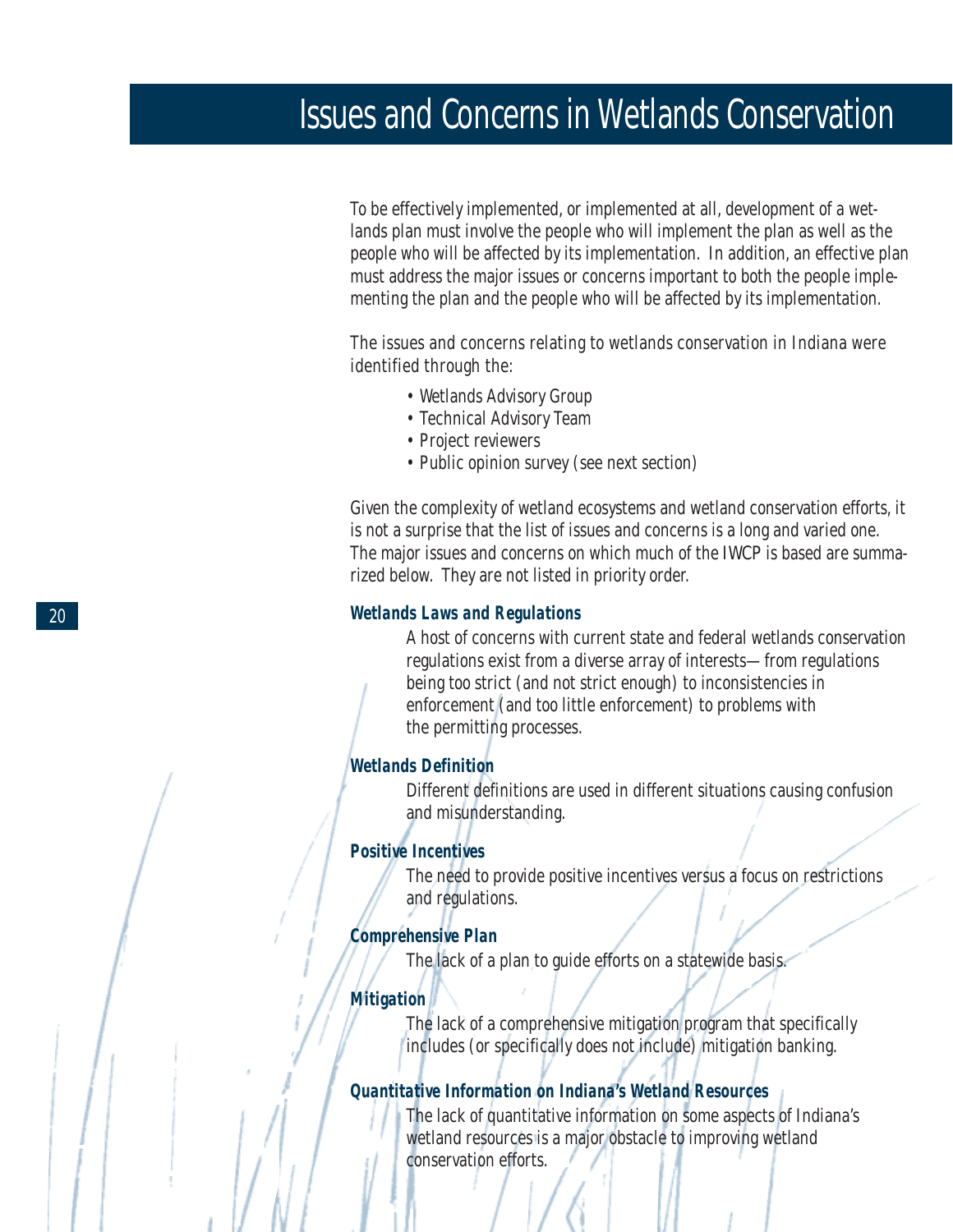# Issues and Concerns in Wetlands Conservation

To be effectively implemented, or implemented at all, development of a wetlands plan must involve the people who will implement the plan as well as the people who will be affected by its implementation. In addition, an effective plan must address the major issues or concerns important to both the people implementing the plan and the people who will be affected by its implementation.

The issues and concerns relating to wetlands conservation in Indiana were identified through the:

- Wetlands Advisory Group
- Technical Advisory Team
- Project reviewers
- Public opinion survey (see next section)

Given the complexity of wetland ecosystems and wetland conservation efforts, it is not a surprise that the list of issues and concerns is a long and varied one. The major issues and concerns on which much of the IWCP is based are summarized below. They are not listed in priority order.

***Wetlands Laws and Regulations***

A host of concerns with current state and federal wetlands conservation regulations exist from a diverse array of interests— from regulations being too strict (and not strict enough) to inconsistencies in enforcement (and too little enforcement) to problems with the permitting processes.

***Wetlands Definition***

Different definitions are used in different situations causing confusion and misunderstanding.

***Positive Incentives***

The need to provide positive incentives versus a focus on restrictions and regulations.

***Comprehensive Plan***

The lack of a plan to guide efforts on a statewide basis.

***Mitigation***

The lack of a comprehensive mitigation program that specifically includes (or specifically does not include) mitigation banking.

***Quantitative Information on Indiana's Wetland Resources***

The lack of quantitative information on some aspects of Indiana's wetland resources is a major obstacle to improving wetland conservation efforts.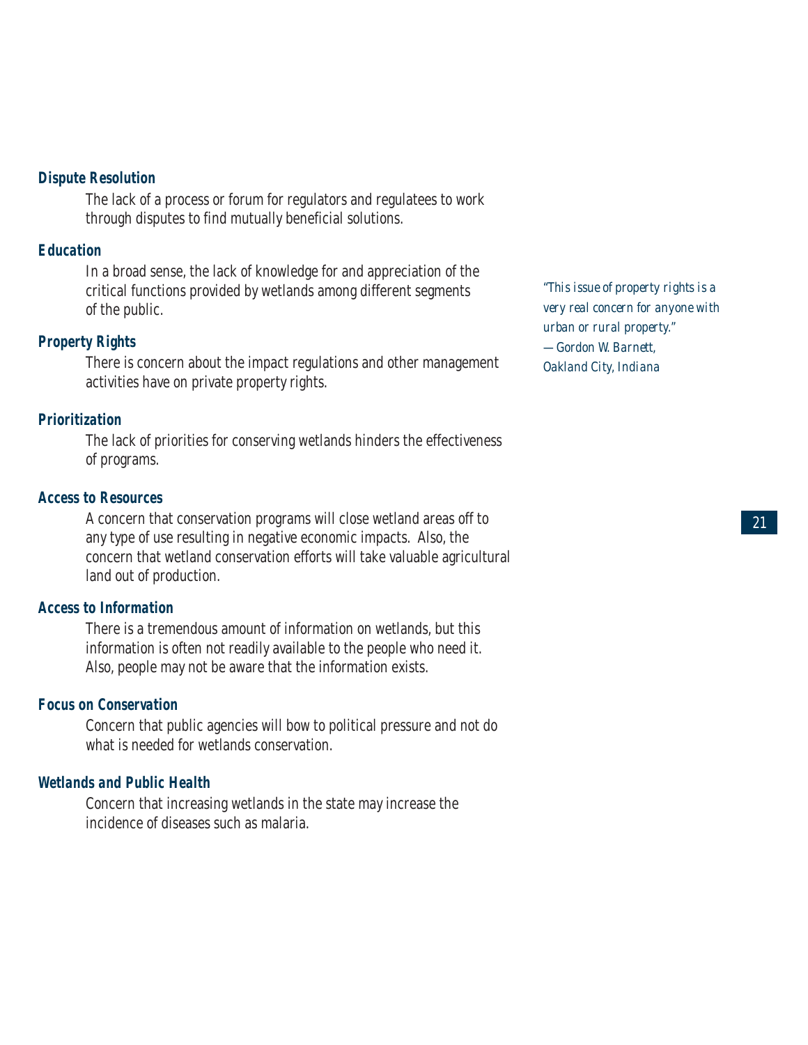### *Dispute Resolution*

The lack of a process or forum for regulators and regulatees to work through disputes to find mutually beneficial solutions.

### *Education*

In a broad sense, the lack of knowledge for and appreciation of the critical functions provided by wetlands among different segments of the public.

### *Property Rights*

There is concern about the impact regulations and other management activities have on private property rights.

*"This issue of property rights is a very real concern for anyone with urban or rural property."*
*—Gordon W. Barnett, Oakland City, Indiana*

### *Prioritization*

The lack of priorities for conserving wetlands hinders the effectiveness of programs.

### *Access to Resources*

A concern that conservation programs will close wetland areas off to any type of use resulting in negative economic impacts. Also, the concern that wetland conservation efforts will take valuable agricultural land out of production.

### *Access to Information*

There is a tremendous amount of information on wetlands, but this information is often not readily available to the people who need it. Also, people may not be aware that the information exists.

### *Focus on Conservation*

Concern that public agencies will bow to political pressure and not do what is needed for wetlands conservation.

### *Wetlands and Public Health*

Concern that increasing wetlands in the state may increase the incidence of diseases such as malaria.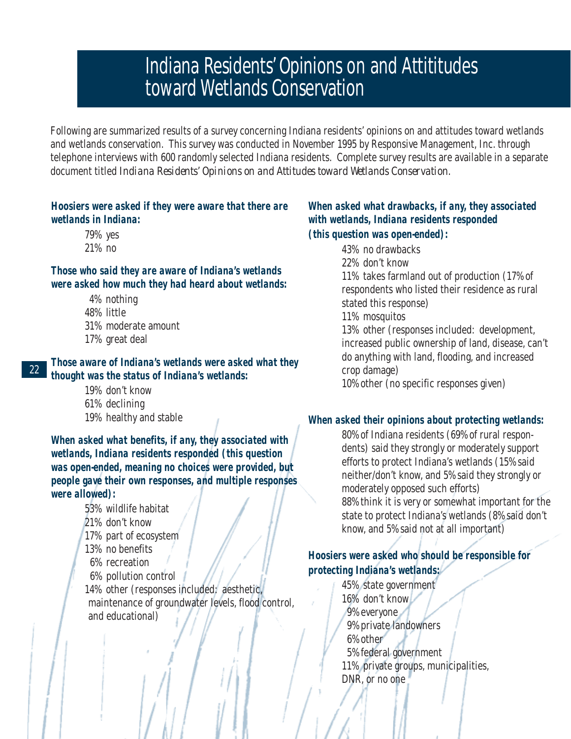# Indiana Residents' Opinions on and Attititudes toward Wetlands Conservation

*Following are summarized results of a survey concerning Indiana residents' opinions on and attitudes toward wetlands and wetlands conservation. This survey was conducted in November 1995 by Responsive Management, Inc. through telephone interviews with 600 randomly selected Indiana residents. Complete survey results are available in a separate document titled Indiana Residents' Opinions on and Attitudes toward Wetlands Conservation.*

**Hoosiers were asked if they were aware that there are wetlands in Indiana:**

79% yes
21% no

**Those who said they are aware of Indiana's wetlands were asked how much they had heard about wetlands:**

4% nothing
48% little
31% moderate amount
17% great deal

**Those aware of Indiana's wetlands were asked what they thought was the status of Indiana's wetlands:**

19% don't know
61% declining
19% healthy and stable

**When asked what benefits, if any, they associated with wetlands, Indiana residents responded (this question was open-ended, meaning no choices were provided, but people gave their own responses, and multiple responses were allowed):**

53% wildlife habitat
21% don't know
17% part of ecosystem
13% no benefits
6% recreation
6% pollution control
14% other (responses included: aesthetic, maintenance of groundwater levels, flood control, and educational)

**When asked what drawbacks, if any, they associated with wetlands, Indiana residents responded (this question was open-ended):**

43% no drawbacks
22% don't know
11% takes farmland out of production (17% of respondents who listed their residence as rural stated this response)
11% mosquitos
13% other (responses included: development, increased public ownership of land, disease, can't do anything with land, flooding, and increased crop damage)
10% other (no specific responses given)

**When asked their opinions about protecting wetlands:**

80% of Indiana residents (69% of rural respondents) said they strongly or moderately support efforts to protect Indiana's wetlands (15% said neither/don't know, and 5% said they strongly or moderately opposed such efforts)
88% think it is very or somewhat important for the state to protect Indiana's wetlands (8% said don't know, and 5% said not at all important)

**Hoosiers were asked who should be responsible for protecting Indiana's wetlands:**

45% state government
16% don't know
9% everyone
9% private landowners
6% other
5% federal government
11% private groups, municipalities, DNR, or no one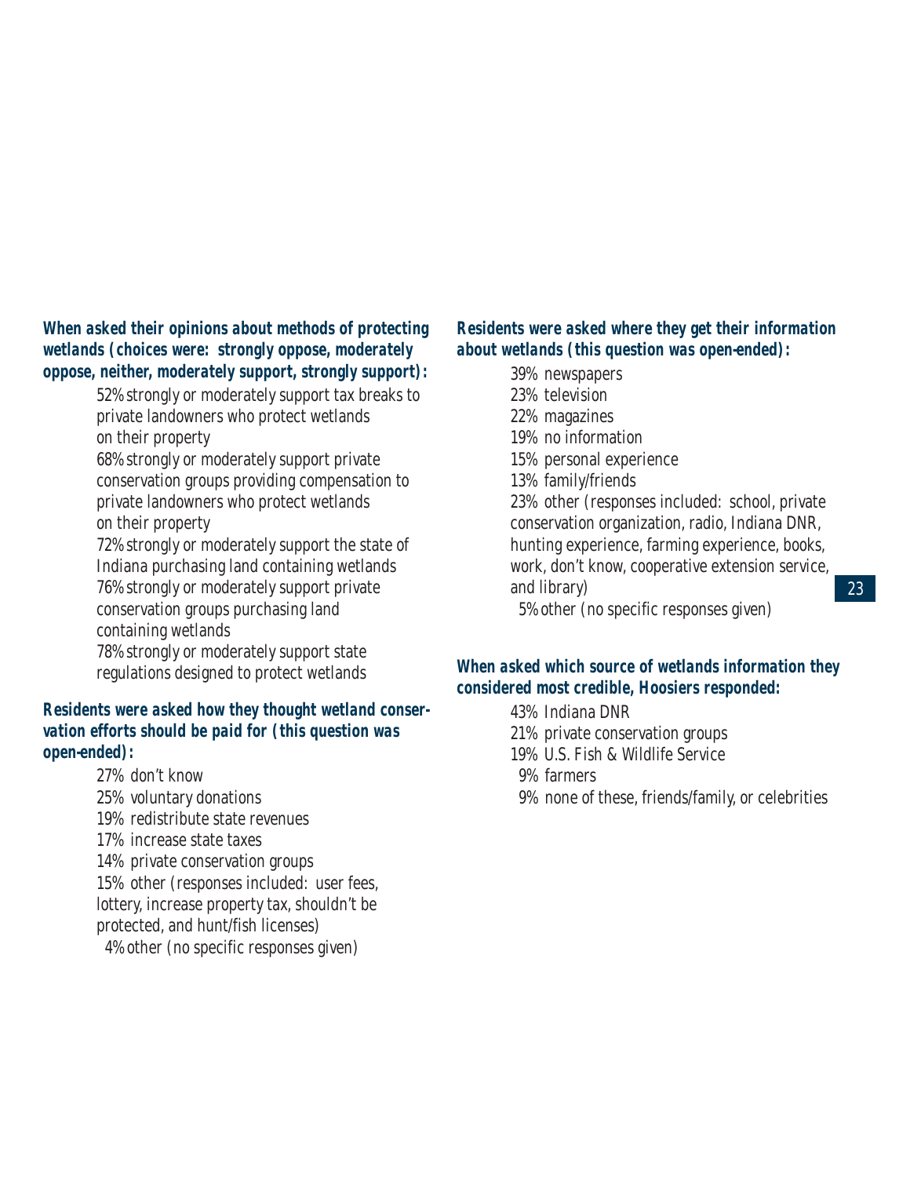**When asked their opinions about methods of protecting wetlands (choices were: strongly oppose, moderately oppose, neither, moderately support, strongly support):**

52% strongly or moderately support tax breaks to private landowners who protect wetlands on their property

68% strongly or moderately support private conservation groups providing compensation to private landowners who protect wetlands on their property

72% strongly or moderately support the state of Indiana purchasing land containing wetlands

76% strongly or moderately support private conservation groups purchasing land containing wetlands

78% strongly or moderately support state regulations designed to protect wetlands

**Residents were asked how they thought wetland conservation efforts should be paid for (this question was open-ended):**

27% don't know
25% voluntary donations
19% redistribute state revenues
17% increase state taxes
14% private conservation groups
15% other (responses included: user fees, lottery, increase property tax, shouldn't be protected, and hunt/fish licenses)
4% other (no specific responses given)

**Residents were asked where they get their information about wetlands (this question was open-ended):**

39% newspapers
23% television
22% magazines
19% no information
15% personal experience
13% family/friends
23% other (responses included: school, private conservation organization, radio, Indiana DNR, hunting experience, farming experience, books, work, don't know, cooperative extension service, and library)
5% other (no specific responses given)

**When asked which source of wetlands information they considered most credible, Hoosiers responded:**

43% Indiana DNR
21% private conservation groups
19% U.S. Fish & Wildlife Service
9% farmers
9% none of these, friends/family, or celebrities